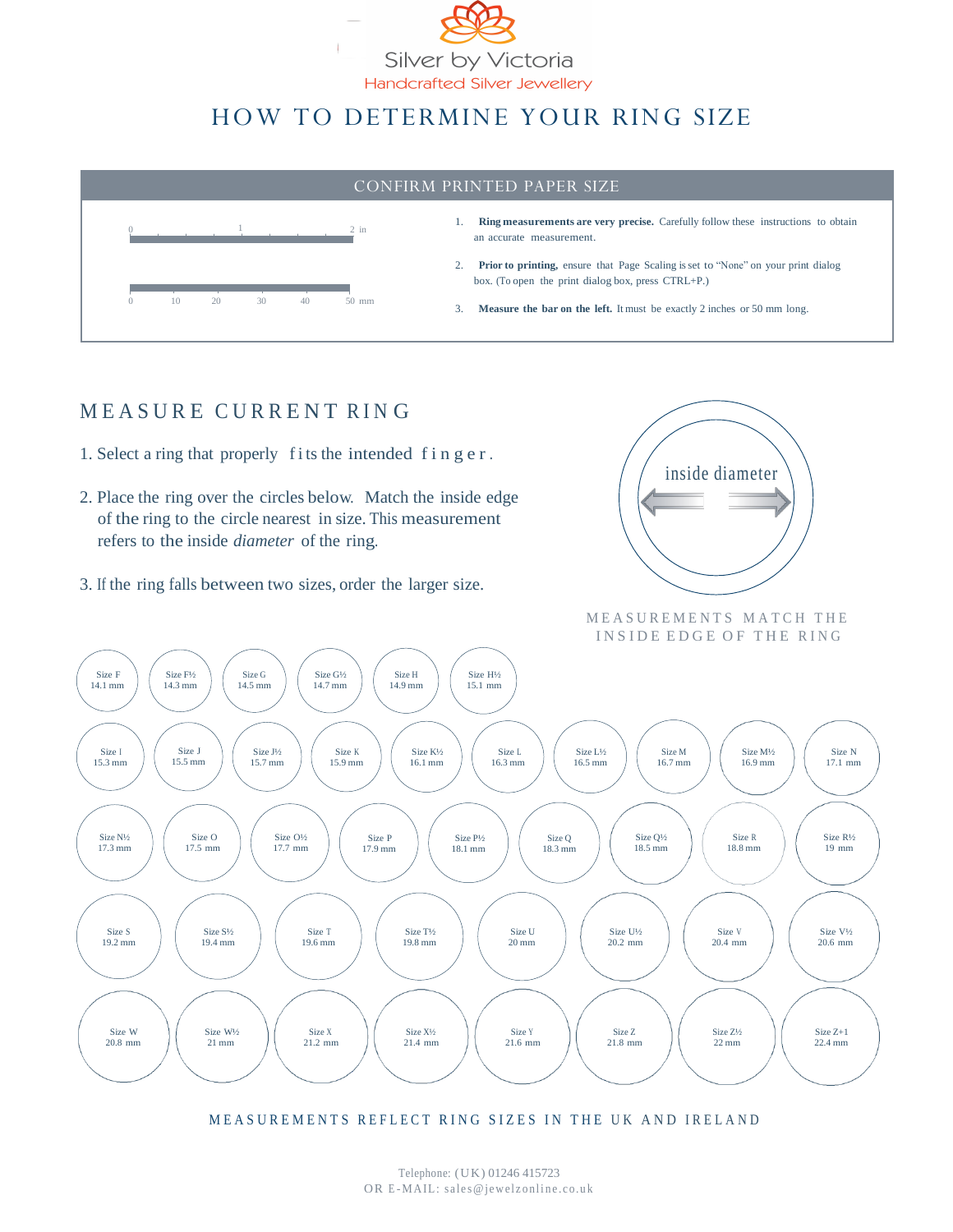Silver by Victoria

Handcrafted Silver Jewellery

# HOW TO DETERMINE YOUR RING SIZE

## CONFIRM PRINTED PAPER SIZE

0 1 2 in

0 10 20 30 40 50 mm

1. **Ring measurements are very precise.** Carefully follow these instructions to obtain an accurate measurement.
2. **Prior to printing,** ensure that Page Scaling is set to "None" on your print dialog box. (To open the print dialog box, press CTRL+P.)
3. **Measure the bar on the left.** It must be exactly 2 inches or 50 mm long.

## MEASURE CURRENT RING

1. Select a ring that properly fits the intended finger.
2. Place the ring over the circles below. Match the inside edge of the ring to the circle nearest in size. This measurement refers to the inside *diameter* of the ring.
3. If the ring falls between two sizes, order the larger size.

inside diameter

MEASUREMENTS MATCH THE INSIDE EDGE OF THE RING

| Size | Diameter |
|---|---|
| Size F | 14.1 mm |
| Size F½ | 14.3 mm |
| Size G | 14.5 mm |
| Size G½ | 14.7 mm |
| Size H | 14.9 mm |
| Size H½ | 15.1 mm |
| Size I | 15.3 mm |
| Size J | 15.5 mm |
| Size J½ | 15.7 mm |
| Size K | 15.9 mm |
| Size K½ | 16.1 mm |
| Size L | 16.3 mm |
| Size L½ | 16.5 mm |
| Size M | 16.7 mm |
| Size M½ | 16.9 mm |
| Size N | 17.1 mm |
| Size N½ | 17.3 mm |
| Size O | 17.5 mm |
| Size O½ | 17.7 mm |
| Size P | 17.9 mm |
| Size P½ | 18.1 mm |
| Size Q | 18.3 mm |
| Size Q½ | 18.5 mm |
| Size R | 18.8 mm |
| Size R½ | 19 mm |
| Size S | 19.2 mm |
| Size S½ | 19.4 mm |
| Size T | 19.6 mm |
| Size T½ | 19.8 mm |
| Size U | 20 mm |
| Size U½ | 20.2 mm |
| Size V | 20.4 mm |
| Size V½ | 20.6 mm |
| Size W | 20.8 mm |
| Size W½ | 21 mm |
| Size X | 21.2 mm |
| Size X½ | 21.4 mm |
| Size Y | 21.6 mm |
| Size Z | 21.8 mm |
| Size Z½ | 22 mm |
| Size Z+1 | 22.4 mm |

MEASUREMENTS REFLECT RING SIZES IN THE UK AND IRELAND

Telephone: (UK) 01246 415723
OR E-MAIL: sales@jewelzonline.co.uk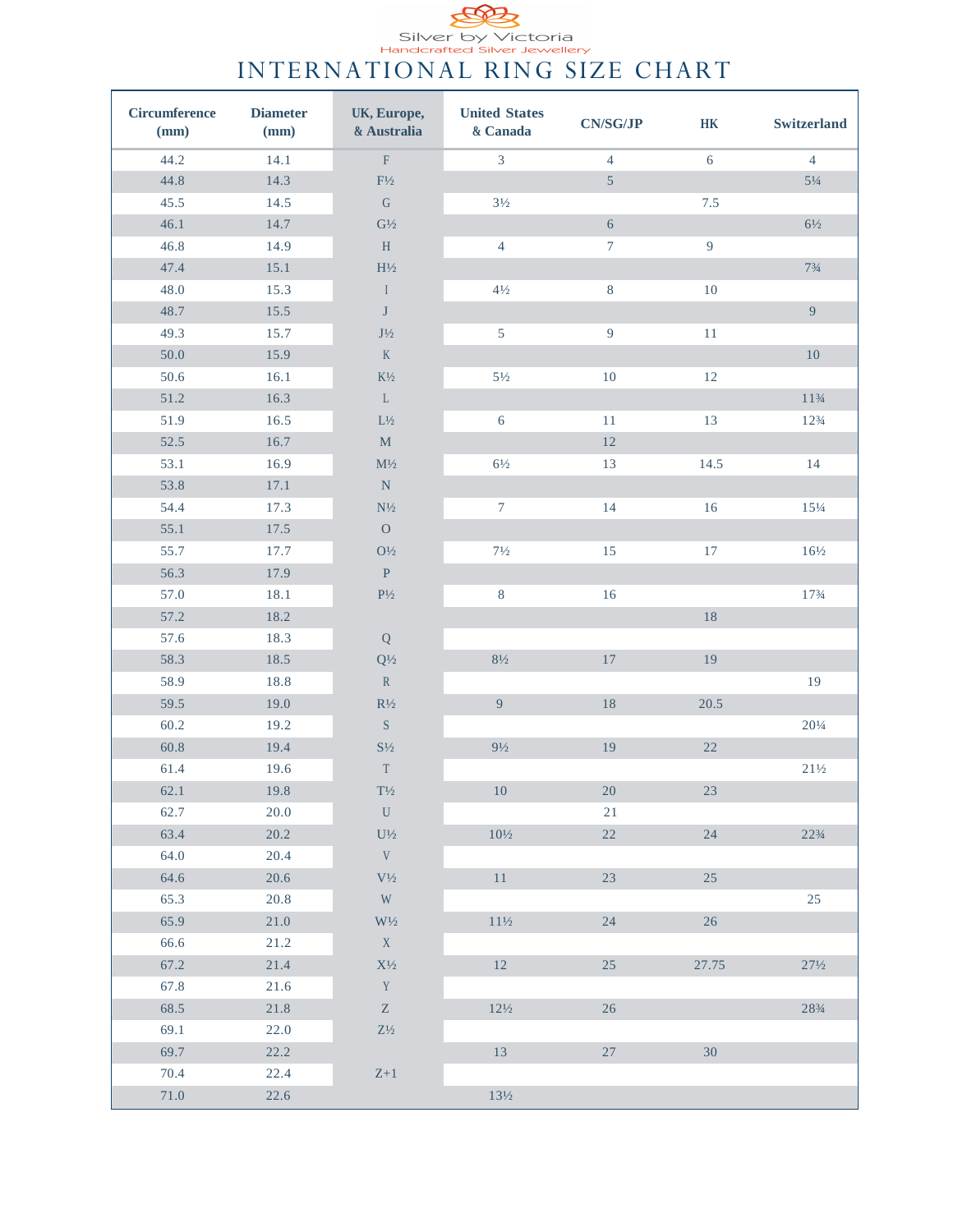Silver by Victoria

Handcrafted Silver Jewellery

# INTERNATIONAL RING SIZE CHART

| Circumference (mm) | Diameter (mm) | UK, Europe, & Australia | United States & Canada | CN/SG/JP | HK | Switzerland |
|---|---|---|---|---|---|---|
| 44.2 | 14.1 | F | 3 | 4 | 6 | 4 |
| 44.8 | 14.3 | F½ | | 5 | | 5¼ |
| 45.5 | 14.5 | G | 3½ | | 7.5 | |
| 46.1 | 14.7 | G½ | | 6 | | 6½ |
| 46.8 | 14.9 | H | 4 | 7 | 9 | |
| 47.4 | 15.1 | H½ | | | | 7¾ |
| 48.0 | 15.3 | I | 4½ | 8 | 10 | |
| 48.7 | 15.5 | J | | | | 9 |
| 49.3 | 15.7 | J½ | 5 | 9 | 11 | |
| 50.0 | 15.9 | K | | | | 10 |
| 50.6 | 16.1 | K½ | 5½ | 10 | 12 | |
| 51.2 | 16.3 | L | | | | 11¾ |
| 51.9 | 16.5 | L½ | 6 | 11 | 13 | 12¾ |
| 52.5 | 16.7 | M | | 12 | | |
| 53.1 | 16.9 | M½ | 6½ | 13 | 14.5 | 14 |
| 53.8 | 17.1 | N | | | | |
| 54.4 | 17.3 | N½ | 7 | 14 | 16 | 15¼ |
| 55.1 | 17.5 | O | | | | |
| 55.7 | 17.7 | O½ | 7½ | 15 | 17 | 16½ |
| 56.3 | 17.9 | P | | | | |
| 57.0 | 18.1 | P½ | 8 | 16 | | 17¾ |
| 57.2 | 18.2 | | | | 18 | |
| 57.6 | 18.3 | Q | | | | |
| 58.3 | 18.5 | Q½ | 8½ | 17 | 19 | |
| 58.9 | 18.8 | R | | | | 19 |
| 59.5 | 19.0 | R½ | 9 | 18 | 20.5 | |
| 60.2 | 19.2 | S | | | | 20¼ |
| 60.8 | 19.4 | S½ | 9½ | 19 | 22 | |
| 61.4 | 19.6 | T | | | | 21½ |
| 62.1 | 19.8 | T½ | 10 | 20 | 23 | |
| 62.7 | 20.0 | U | | 21 | | |
| 63.4 | 20.2 | U½ | 10½ | 22 | 24 | 22¾ |
| 64.0 | 20.4 | V | | | | |
| 64.6 | 20.6 | V½ | 11 | 23 | 25 | |
| 65.3 | 20.8 | W | | | | 25 |
| 65.9 | 21.0 | W½ | 11½ | 24 | 26 | |
| 66.6 | 21.2 | X | | | | |
| 67.2 | 21.4 | X½ | 12 | 25 | 27.75 | 27½ |
| 67.8 | 21.6 | Y | | | | |
| 68.5 | 21.8 | Z | 12½ | 26 | | 28¾ |
| 69.1 | 22.0 | Z½ | | | | |
| 69.7 | 22.2 | | 13 | 27 | 30 | |
| 70.4 | 22.4 | Z+1 | | | | |
| 71.0 | 22.6 | | 13½ | | | |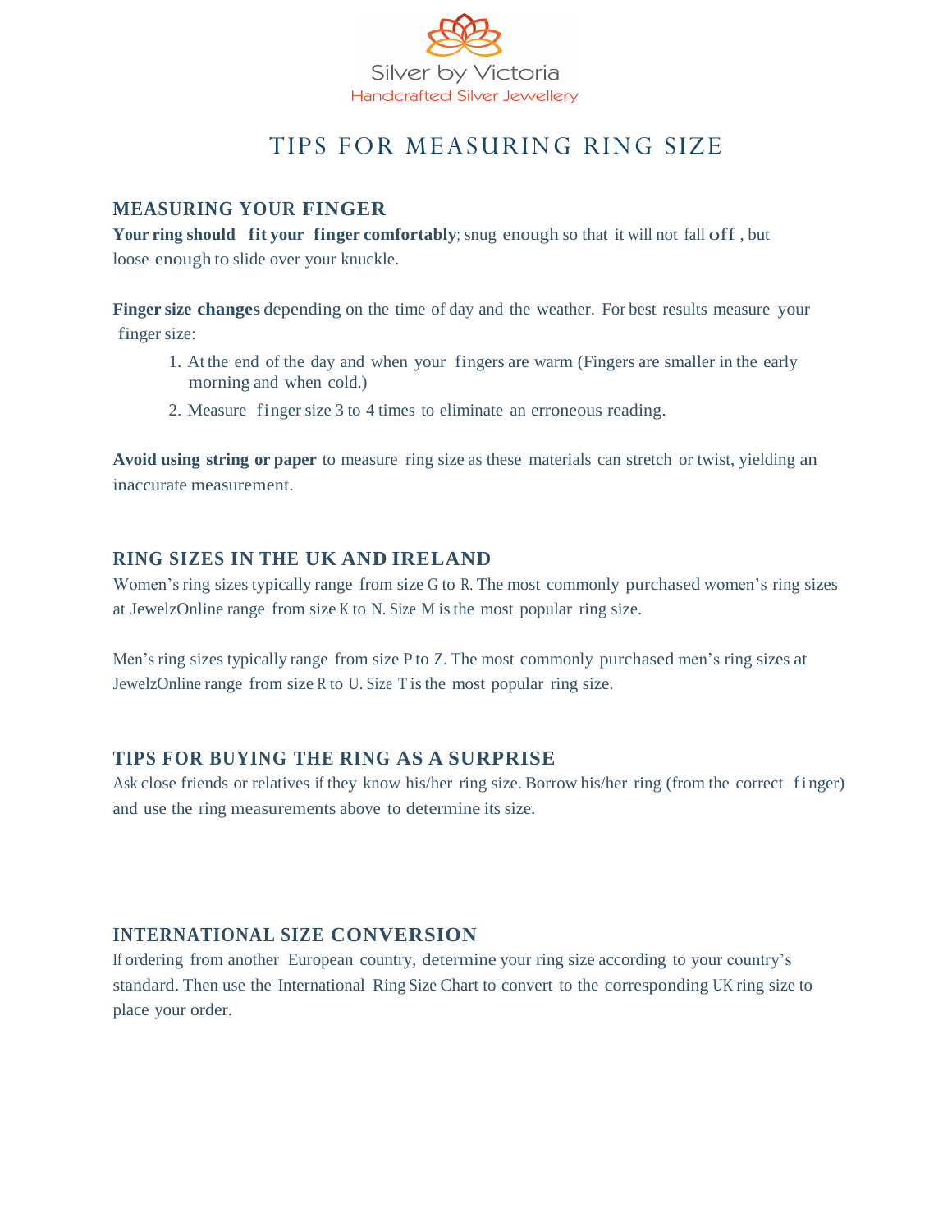Silver by Victoria

Handcrafted Silver Jewellery

# TIPS FOR MEASURING RING SIZE

## MEASURING YOUR FINGER

**Your ring should fit your finger comfortably**; snug enough so that it will not fall off , but loose enough to slide over your knuckle.

**Finger size changes** depending on the time of day and the weather. For best results measure your finger size:

1. At the end of the day and when your fingers are warm (Fingers are smaller in the early morning and when cold.)
2. Measure finger size 3 to 4 times to eliminate an erroneous reading.

**Avoid using string or paper** to measure ring size as these materials can stretch or twist, yielding an inaccurate measurement.

## RING SIZES IN THE UK AND IRELAND

Women's ring sizes typically range from size G to R. The most commonly purchased women's ring sizes at JewelzOnline range from size K to N. Size M is the most popular ring size.

Men's ring sizes typically range from size P to Z. The most commonly purchased men's ring sizes at JewelzOnline range from size R to U. Size T is the most popular ring size.

## TIPS FOR BUYING THE RING AS A SURPRISE

Ask close friends or relatives if they know his/her ring size. Borrow his/her ring (from the correct finger) and use the ring measurements above to determine its size.

## INTERNATIONAL SIZE CONVERSION

If ordering from another European country, determine your ring size according to your country's standard. Then use the International Ring Size Chart to convert to the corresponding UK ring size to place your order.